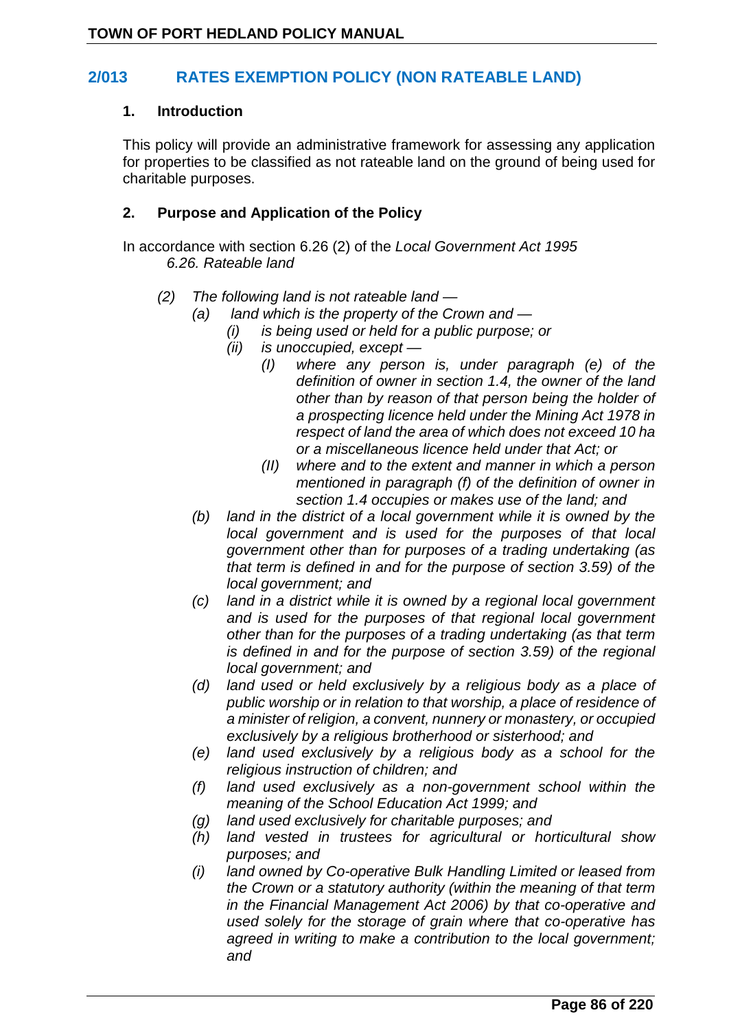## 2/013 RATES EXEMPTION POLICY (NON RATEABLE LAND)

### 1. Introduction

This policy will provide an administrative framework for assessing any application for properties to be classified as not rateable land on the ground of being used for charitable purposes.

### 2. Purpose and Application of the Policy

In accordance with section 6.26 (2) of the *Local Government Act 1995*

*6.26. Rateable land*

*(2) The following land is not rateable land —*

- *(a) land which is the property of the Crown and —*
  - *(i) is being used or held for a public purpose; or*
  - *(ii) is unoccupied, except —*
    - *(I) where any person is, under paragraph (e) of the definition of owner in section 1.4, the owner of the land other than by reason of that person being the holder of a prospecting licence held under the Mining Act 1978 in respect of land the area of which does not exceed 10 ha or a miscellaneous licence held under that Act; or*
    - *(II) where and to the extent and manner in which a person mentioned in paragraph (f) of the definition of owner in section 1.4 occupies or makes use of the land; and*
- *(b) land in the district of a local government while it is owned by the local government and is used for the purposes of that local government other than for purposes of a trading undertaking (as that term is defined in and for the purpose of section 3.59) of the local government; and*
- *(c) land in a district while it is owned by a regional local government and is used for the purposes of that regional local government other than for the purposes of a trading undertaking (as that term is defined in and for the purpose of section 3.59) of the regional local government; and*
- *(d) land used or held exclusively by a religious body as a place of public worship or in relation to that worship, a place of residence of a minister of religion, a convent, nunnery or monastery, or occupied exclusively by a religious brotherhood or sisterhood; and*
- *(e) land used exclusively by a religious body as a school for the religious instruction of children; and*
- *(f) land used exclusively as a non-government school within the meaning of the School Education Act 1999; and*
- *(g) land used exclusively for charitable purposes; and*
- *(h) land vested in trustees for agricultural or horticultural show purposes; and*
- *(i) land owned by Co-operative Bulk Handling Limited or leased from the Crown or a statutory authority (within the meaning of that term in the Financial Management Act 2006) by that co-operative and used solely for the storage of grain where that co-operative has agreed in writing to make a contribution to the local government; and*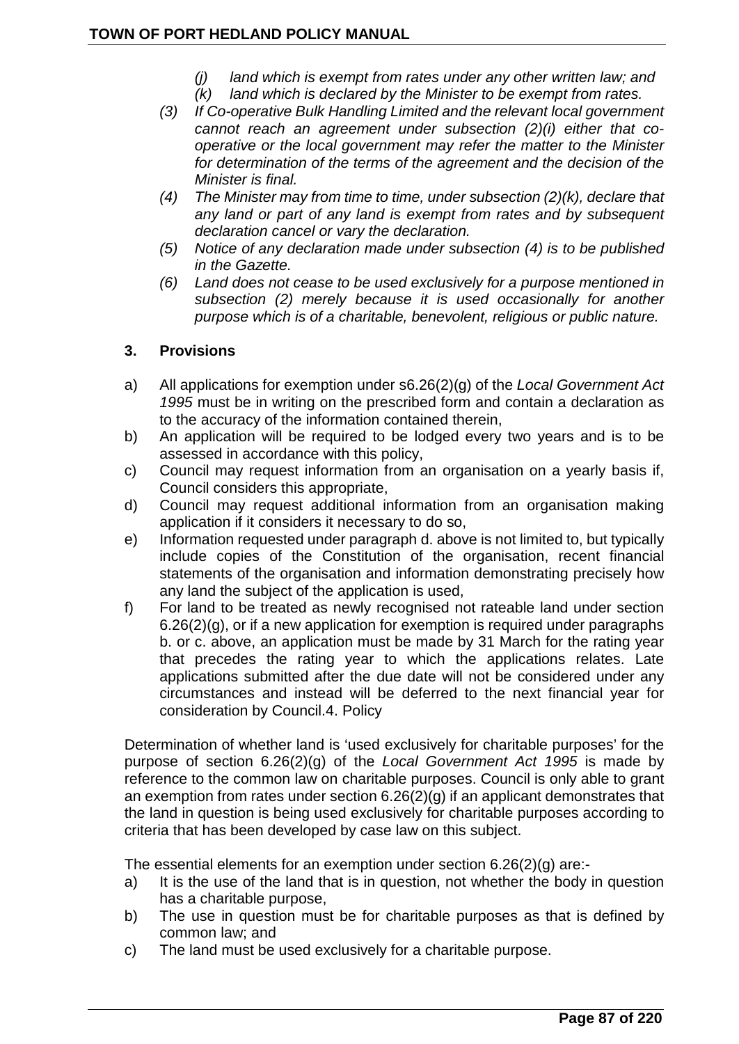*(j) land which is exempt from rates under any other written law; and*

*(k) land which is declared by the Minister to be exempt from rates.*

*(3) If Co-operative Bulk Handling Limited and the relevant local government cannot reach an agreement under subsection (2)(i) either that co-operative or the local government may refer the matter to the Minister for determination of the terms of the agreement and the decision of the Minister is final.*

*(4) The Minister may from time to time, under subsection (2)(k), declare that any land or part of any land is exempt from rates and by subsequent declaration cancel or vary the declaration.*

*(5) Notice of any declaration made under subsection (4) is to be published in the Gazette.*

*(6) Land does not cease to be used exclusively for a purpose mentioned in subsection (2) merely because it is used occasionally for another purpose which is of a charitable, benevolent, religious or public nature.*

## 3. Provisions

a) All applications for exemption under s6.26(2)(g) of the *Local Government Act 1995* must be in writing on the prescribed form and contain a declaration as to the accuracy of the information contained therein,

b) An application will be required to be lodged every two years and is to be assessed in accordance with this policy,

c) Council may request information from an organisation on a yearly basis if, Council considers this appropriate,

d) Council may request additional information from an organisation making application if it considers it necessary to do so,

e) Information requested under paragraph d. above is not limited to, but typically include copies of the Constitution of the organisation, recent financial statements of the organisation and information demonstrating precisely how any land the subject of the application is used,

f) For land to be treated as newly recognised not rateable land under section 6.26(2)(g), or if a new application for exemption is required under paragraphs b. or c. above, an application must be made by 31 March for the rating year that precedes the rating year to which the applications relates. Late applications submitted after the due date will not be considered under any circumstances and instead will be deferred to the next financial year for consideration by Council.4. Policy

Determination of whether land is 'used exclusively for charitable purposes' for the purpose of section 6.26(2)(g) of the *Local Government Act 1995* is made by reference to the common law on charitable purposes. Council is only able to grant an exemption from rates under section 6.26(2)(g) if an applicant demonstrates that the land in question is being used exclusively for charitable purposes according to criteria that has been developed by case law on this subject.

The essential elements for an exemption under section 6.26(2)(g) are:-

a) It is the use of the land that is in question, not whether the body in question has a charitable purpose,

b) The use in question must be for charitable purposes as that is defined by common law; and

c) The land must be used exclusively for a charitable purpose.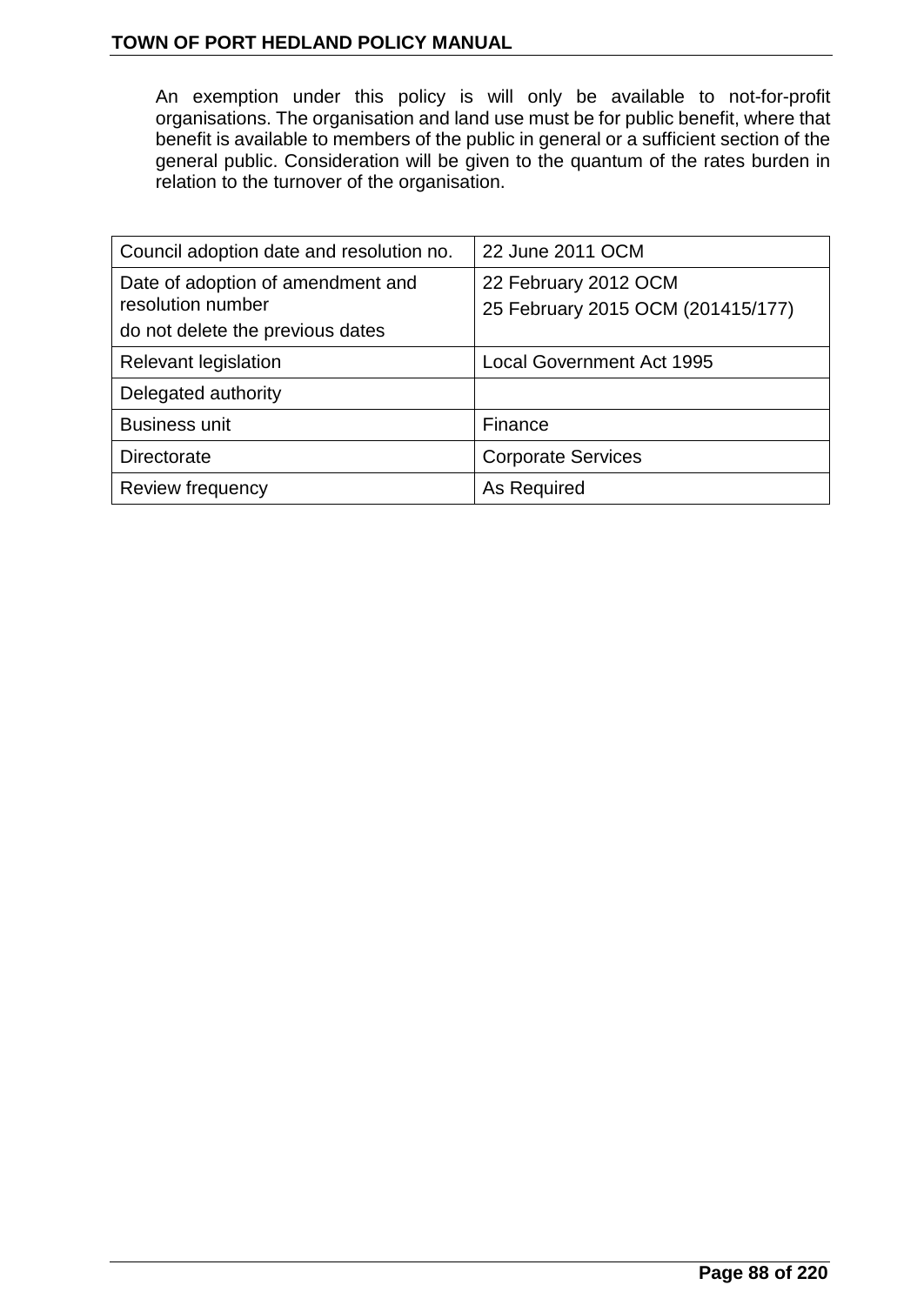An exemption under this policy is will only be available to not-for-profit organisations. The organisation and land use must be for public benefit, where that benefit is available to members of the public in general or a sufficient section of the general public. Consideration will be given to the quantum of the rates burden in relation to the turnover of the organisation.

| Council adoption date and resolution no. | 22 June 2011 OCM |
|---|---|
| Date of adoption of amendment and resolution number<br>do not delete the previous dates | 22 February 2012 OCM<br>25 February 2015 OCM (201415/177) |
| Relevant legislation | Local Government Act 1995 |
| Delegated authority | |
| Business unit | Finance |
| Directorate | Corporate Services |
| Review frequency | As Required |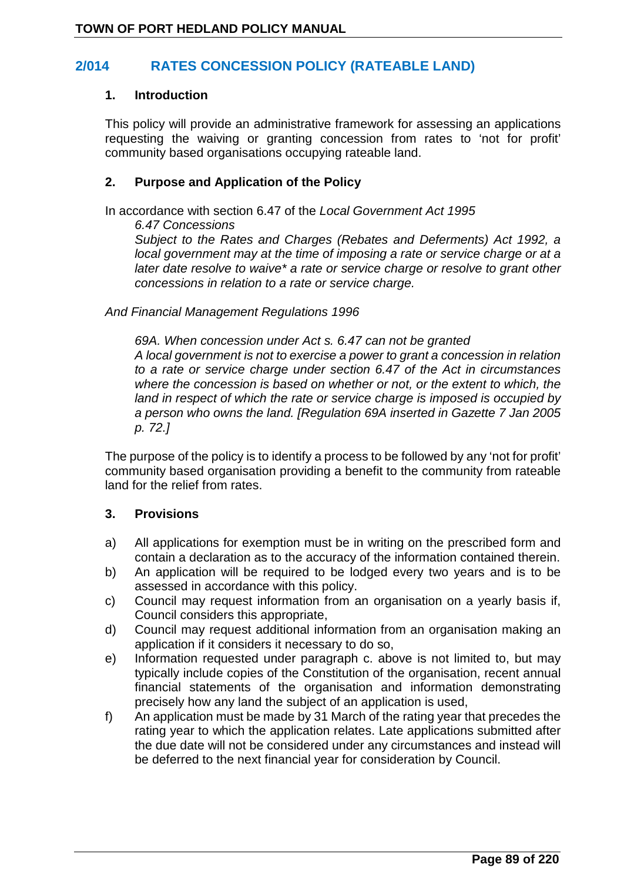## 2/014 RATES CONCESSION POLICY (RATEABLE LAND)

### 1. Introduction

This policy will provide an administrative framework for assessing an applications requesting the waiving or granting concession from rates to 'not for profit' community based organisations occupying rateable land.

### 2. Purpose and Application of the Policy

In accordance with section 6.47 of the *Local Government Act 1995*

> *6.47 Concessions*
>
> *Subject to the Rates and Charges (Rebates and Deferments) Act 1992, a local government may at the time of imposing a rate or service charge or at a later date resolve to waive* a rate or service charge or resolve to grant other concessions in relation to a rate or service charge.*

*And Financial Management Regulations 1996*

> *69A. When concession under Act s. 6.47 can not be granted*
>
> *A local government is not to exercise a power to grant a concession in relation to a rate or service charge under section 6.47 of the Act in circumstances where the concession is based on whether or not, or the extent to which, the land in respect of which the rate or service charge is imposed is occupied by a person who owns the land. [Regulation 69A inserted in Gazette 7 Jan 2005 p. 72.]*

The purpose of the policy is to identify a process to be followed by any 'not for profit' community based organisation providing a benefit to the community from rateable land for the relief from rates.

### 3. Provisions

a) All applications for exemption must be in writing on the prescribed form and contain a declaration as to the accuracy of the information contained therein.

b) An application will be required to be lodged every two years and is to be assessed in accordance with this policy.

c) Council may request information from an organisation on a yearly basis if, Council considers this appropriate,

d) Council may request additional information from an organisation making an application if it considers it necessary to do so,

e) Information requested under paragraph c. above is not limited to, but may typically include copies of the Constitution of the organisation, recent annual financial statements of the organisation and information demonstrating precisely how any land the subject of an application is used,

f) An application must be made by 31 March of the rating year that precedes the rating year to which the application relates. Late applications submitted after the due date will not be considered under any circumstances and instead will be deferred to the next financial year for consideration by Council.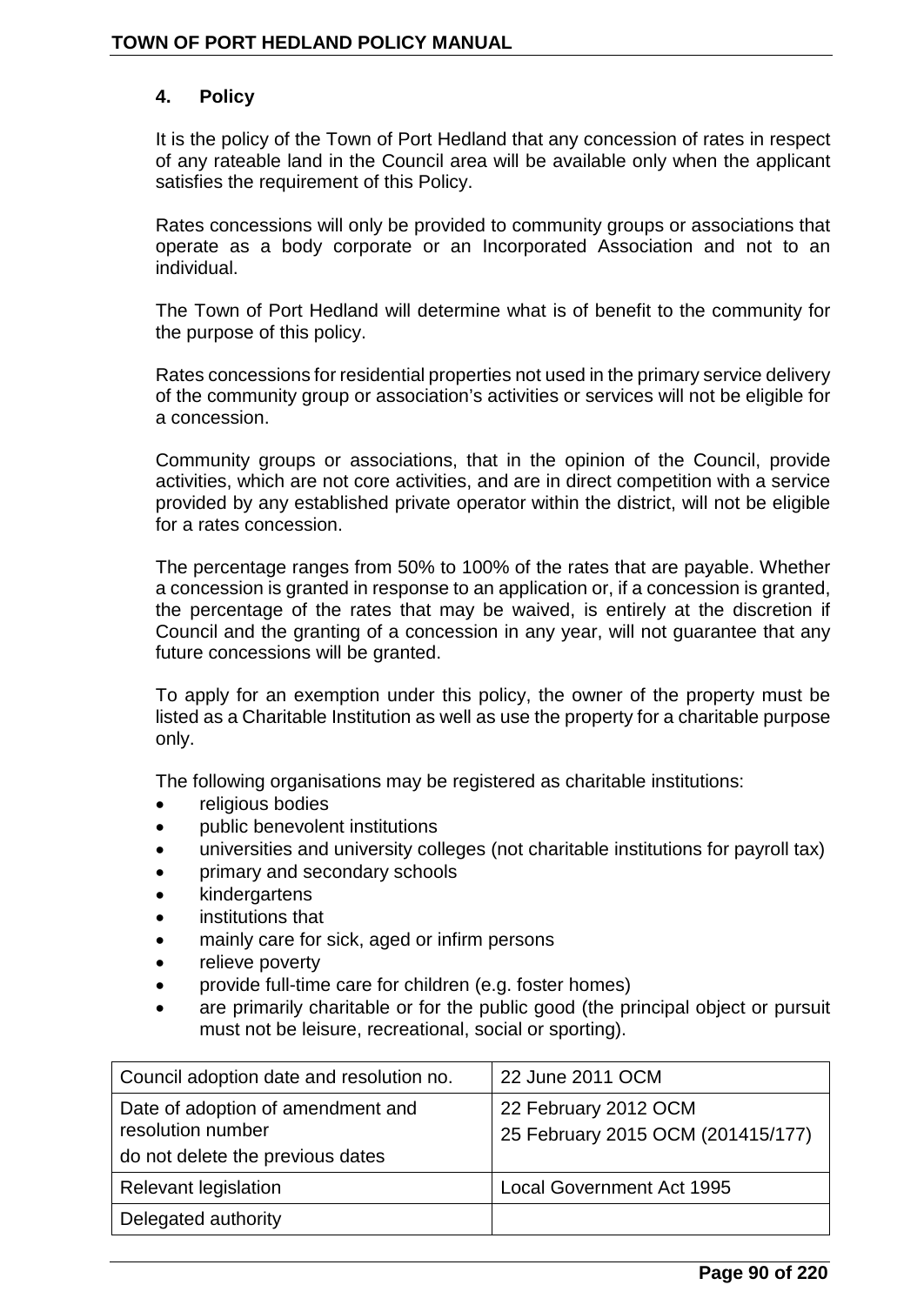## 4. Policy

It is the policy of the Town of Port Hedland that any concession of rates in respect of any rateable land in the Council area will be available only when the applicant satisfies the requirement of this Policy.

Rates concessions will only be provided to community groups or associations that operate as a body corporate or an Incorporated Association and not to an individual.

The Town of Port Hedland will determine what is of benefit to the community for the purpose of this policy.

Rates concessions for residential properties not used in the primary service delivery of the community group or association's activities or services will not be eligible for a concession.

Community groups or associations, that in the opinion of the Council, provide activities, which are not core activities, and are in direct competition with a service provided by any established private operator within the district, will not be eligible for a rates concession.

The percentage ranges from 50% to 100% of the rates that are payable. Whether a concession is granted in response to an application or, if a concession is granted, the percentage of the rates that may be waived, is entirely at the discretion if Council and the granting of a concession in any year, will not guarantee that any future concessions will be granted.

To apply for an exemption under this policy, the owner of the property must be listed as a Charitable Institution as well as use the property for a charitable purpose only.

The following organisations may be registered as charitable institutions:

- religious bodies
- public benevolent institutions
- universities and university colleges (not charitable institutions for payroll tax)
- primary and secondary schools
- kindergartens
- institutions that
- mainly care for sick, aged or infirm persons
- relieve poverty
- provide full-time care for children (e.g. foster homes)
- are primarily charitable or for the public good (the principal object or pursuit must not be leisure, recreational, social or sporting).

| Council adoption date and resolution no. | 22 June 2011 OCM |
|---|---|
| Date of adoption of amendment and resolution number<br>do not delete the previous dates | 22 February 2012 OCM<br>25 February 2015 OCM (201415/177) |
| Relevant legislation | Local Government Act 1995 |
| Delegated authority | |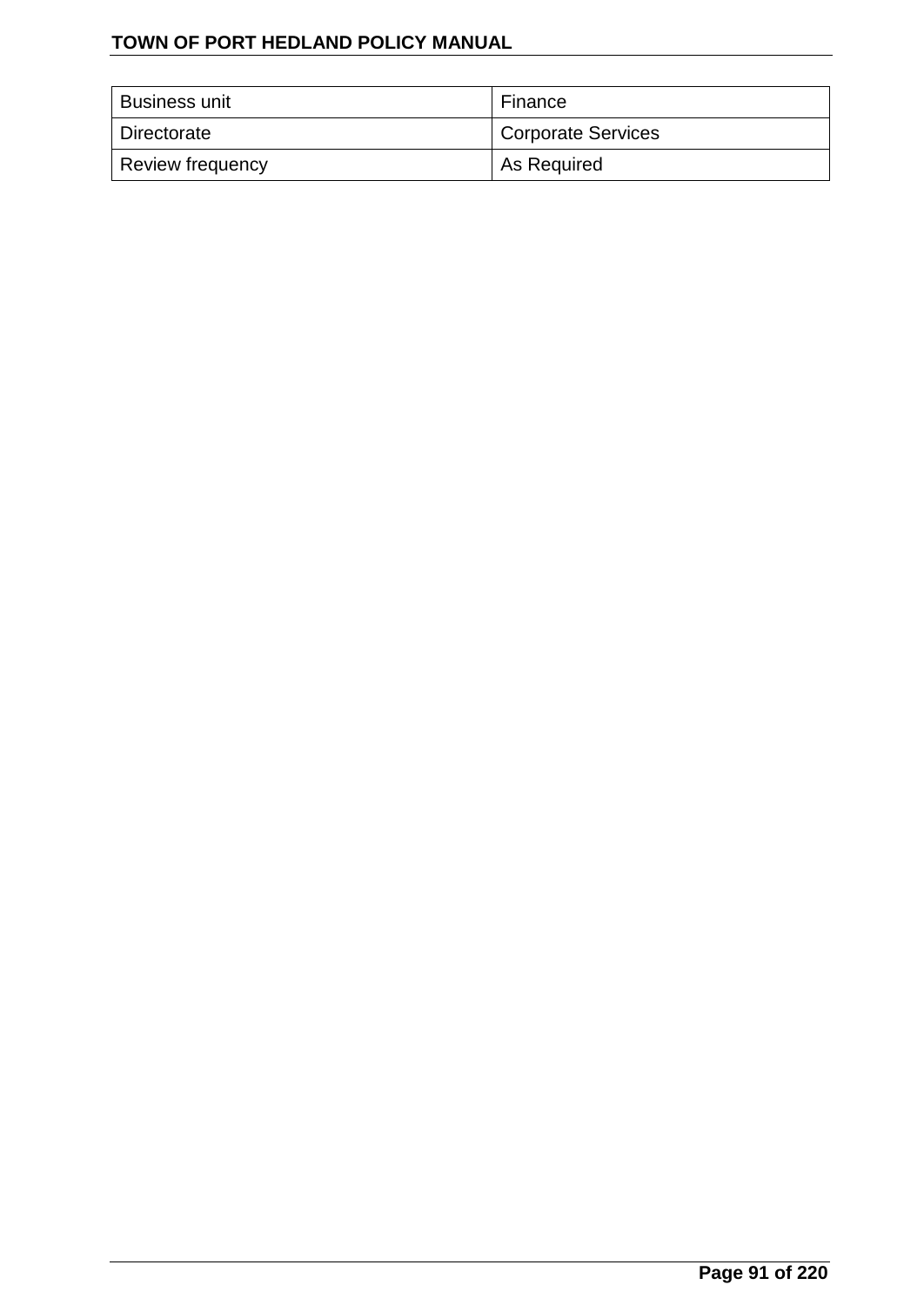| | |
|---|---|
| Business unit | Finance |
| Directorate | Corporate Services |
| Review frequency | As Required |